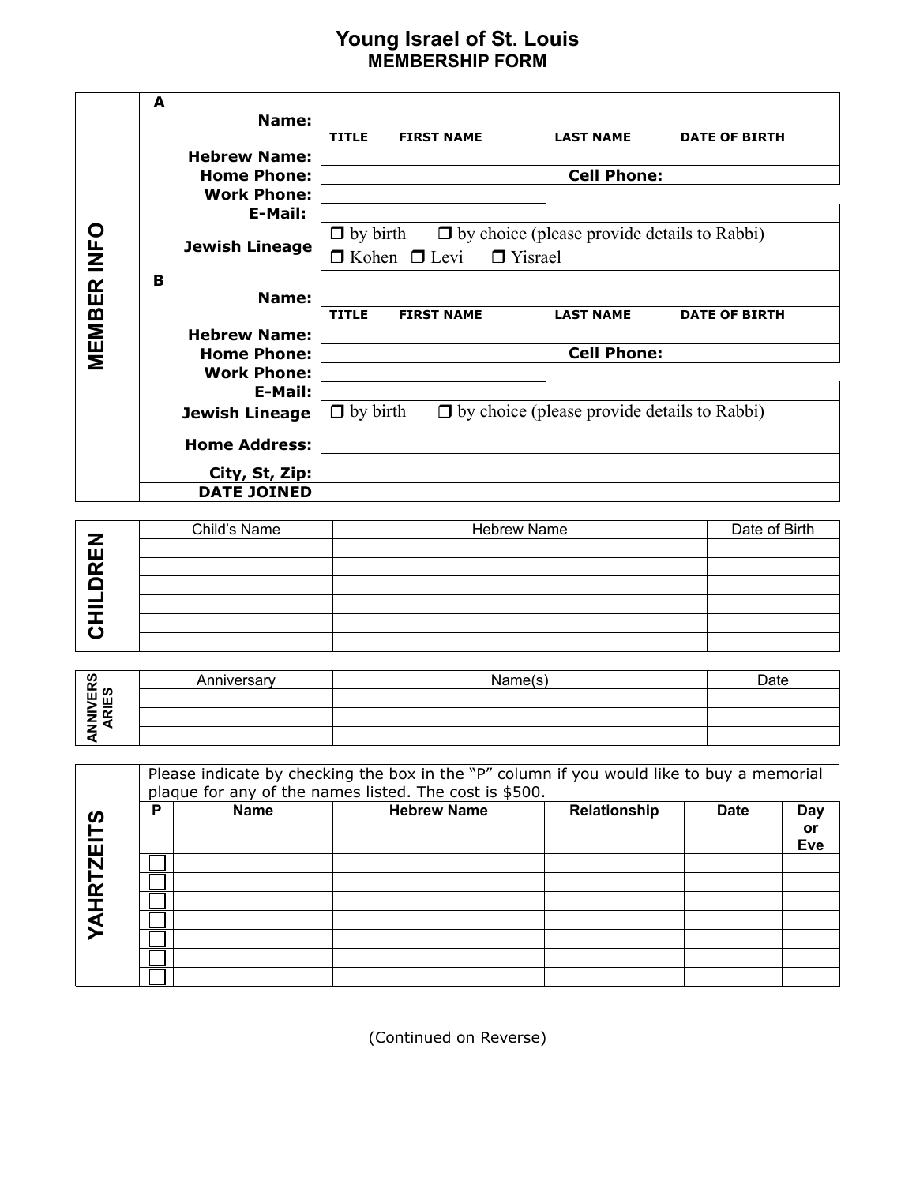# Young Israel of St. Louis
## MEMBERSHIP FORM

## MEMBER INFO

**A**

**Name:**

| TITLE | FIRST NAME | LAST NAME | DATE OF BIRTH |
|---|---|---|---|
| | | | |

**Hebrew Name:**

**Home Phone:** &nbsp;&nbsp;&nbsp;&nbsp; **Cell Phone:**

**Work Phone:**

**E-Mail:**

**Jewish Lineage** ❒ by birth ❒ by choice (please provide details to Rabbi)
❒ Kohen ❒ Levi ❒ Yisrael

**B**

**Name:**

| TITLE | FIRST NAME | LAST NAME | DATE OF BIRTH |
|---|---|---|---|
| | | | |

**Hebrew Name:**

**Home Phone:** &nbsp;&nbsp;&nbsp;&nbsp; **Cell Phone:**

**Work Phone:**

**E-Mail:**

**Jewish Lineage** ❒ by birth ❒ by choice (please provide details to Rabbi)

**Home Address:**

**City, St, Zip:**

**DATE JOINED**

## CHILDREN

| Child's Name | Hebrew Name | Date of Birth |
|---|---|---|
| | | |
| | | |
| | | |
| | | |
| | | |
| | | |

## ANNIVERSARIES

| Anniversary | Name(s) | Date |
|---|---|---|
| | | |
| | | |
| | | |

## YAHRTZEITS

Please indicate by checking the box in the "P" column if you would like to buy a memorial plaque for any of the names listed. The cost is $500.

| P | Name | Hebrew Name | Relationship | Date | Day or Eve |
|---|---|---|---|---|---|
| ☐ | | | | | |
| ☐ | | | | | |
| ☐ | | | | | |
| ☐ | | | | | |
| ☐ | | | | | |
| ☐ | | | | | |
| ☐ | | | | | |

(Continued on Reverse)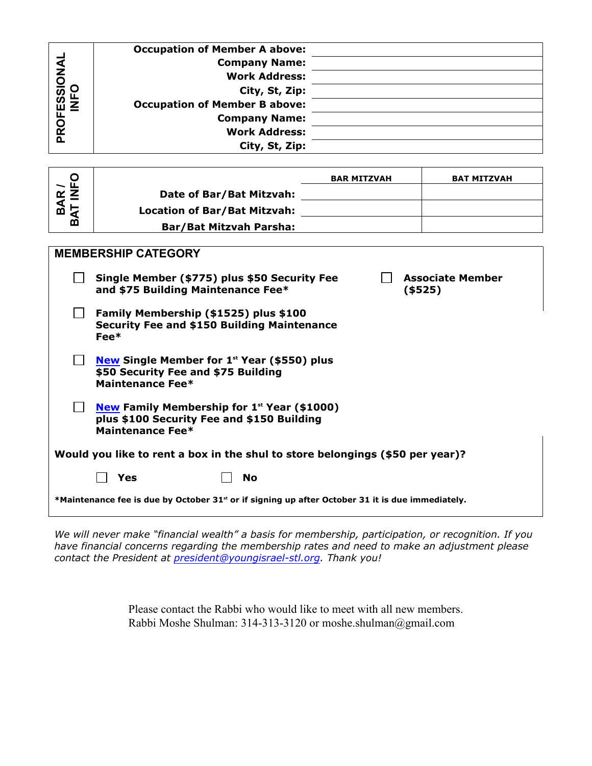| PROFESSIONAL INFO | |
|---|---|
| **Occupation of Member A above:** | |
| **Company Name:** | |
| **Work Address:** | |
| **City, St, Zip:** | |
| **Occupation of Member B above:** | |
| **Company Name:** | |
| **Work Address:** | |
| **City, St, Zip:** | |

| BAR / BAT INFO | BAR MITZVAH | BAT MITZVAH |
|---|---|---|
| **Date of Bar/Bat Mitzvah:** | | |
| **Location of Bar/Bat Mitzvah:** | | |
| **Bar/Bat Mitzvah Parsha:** | | |

## MEMBERSHIP CATEGORY

☐ **Single Member ($775) plus $50 Security Fee and $75 Building Maintenance Fee***

☐ **Associate Member ($525)**

☐ **Family Membership ($1525) plus $100 Security Fee and $150 Building Maintenance Fee***

☐ **New Single Member for 1st Year ($550) plus $50 Security Fee and $75 Building Maintenance Fee***

☐ **New Family Membership for 1st Year ($1000) plus $100 Security Fee and $150 Building Maintenance Fee***

**Would you like to rent a box in the shul to store belongings ($50 per year)?**

☐ **Yes** ☐ **No**

***Maintenance fee is due by October 31st or if signing up after October 31 it is due immediately.**

*We will never make "financial wealth" a basis for membership, participation, or recognition. If you have financial concerns regarding the membership rates and need to make an adjustment please contact the President at president@youngisrael-stl.org. Thank you!*

Please contact the Rabbi who would like to meet with all new members.
Rabbi Moshe Shulman: 314-313-3120 or moshe.shulman@gmail.com